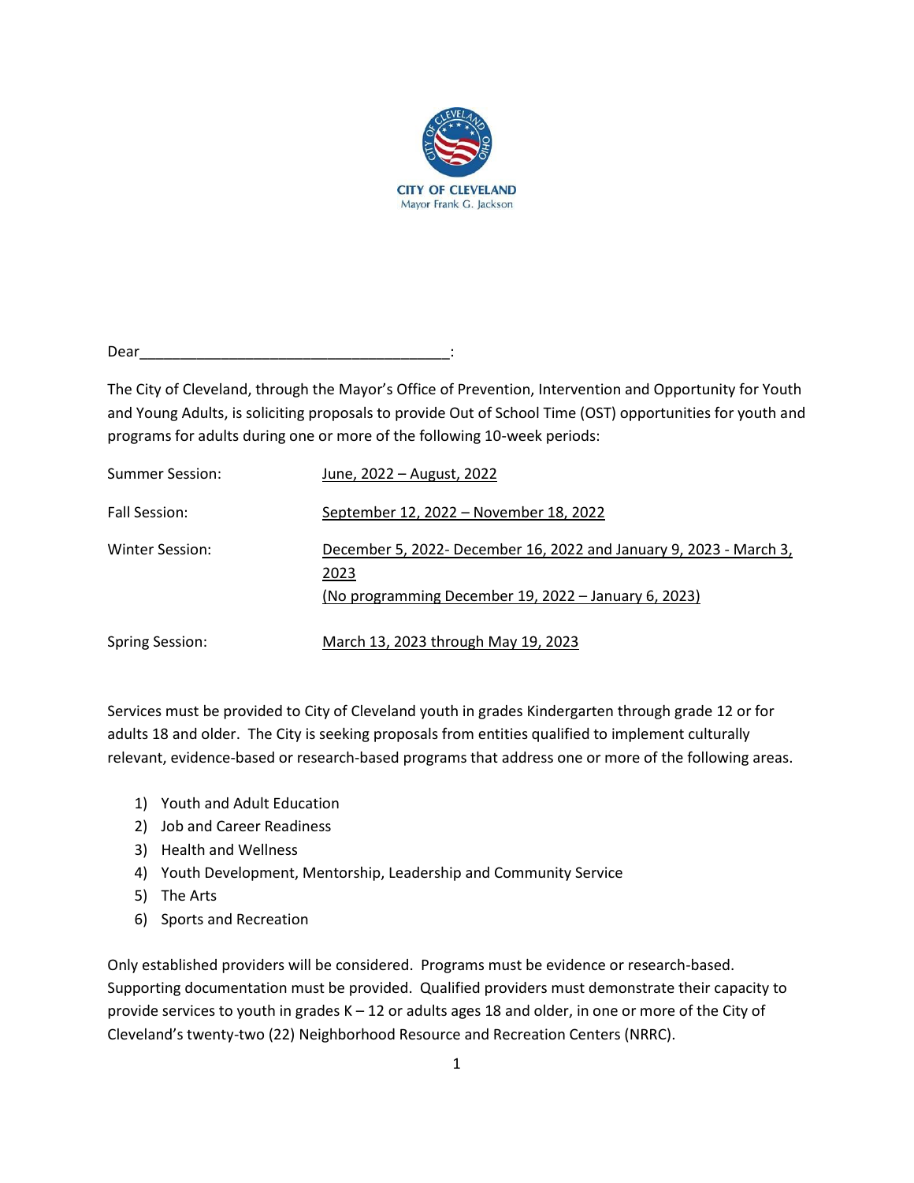CITY OF CLEVELAND
Mayor Frank G. Jackson

Dear______________________________________:

The City of Cleveland, through the Mayor's Office of Prevention, Intervention and Opportunity for Youth and Young Adults, is soliciting proposals to provide Out of School Time (OST) opportunities for youth and programs for adults during one or more of the following 10-week periods:

| | |
|---|---|
| Summer Session: | June, 2022 – August, 2022 |
| Fall Session: | September 12, 2022 – November 18, 2022 |
| Winter Session: | December 5, 2022- December 16, 2022 and January 9, 2023 - March 3, 2023 (No programming December 19, 2022 – January 6, 2023) |
| Spring Session: | March 13, 2023 through May 19, 2023 |

Services must be provided to City of Cleveland youth in grades Kindergarten through grade 12 or for adults 18 and older. The City is seeking proposals from entities qualified to implement culturally relevant, evidence-based or research-based programs that address one or more of the following areas.

1) Youth and Adult Education
2) Job and Career Readiness
3) Health and Wellness
4) Youth Development, Mentorship, Leadership and Community Service
5) The Arts
6) Sports and Recreation

Only established providers will be considered. Programs must be evidence or research-based. Supporting documentation must be provided. Qualified providers must demonstrate their capacity to provide services to youth in grades K – 12 or adults ages 18 and older, in one or more of the City of Cleveland's twenty-two (22) Neighborhood Resource and Recreation Centers (NRRC).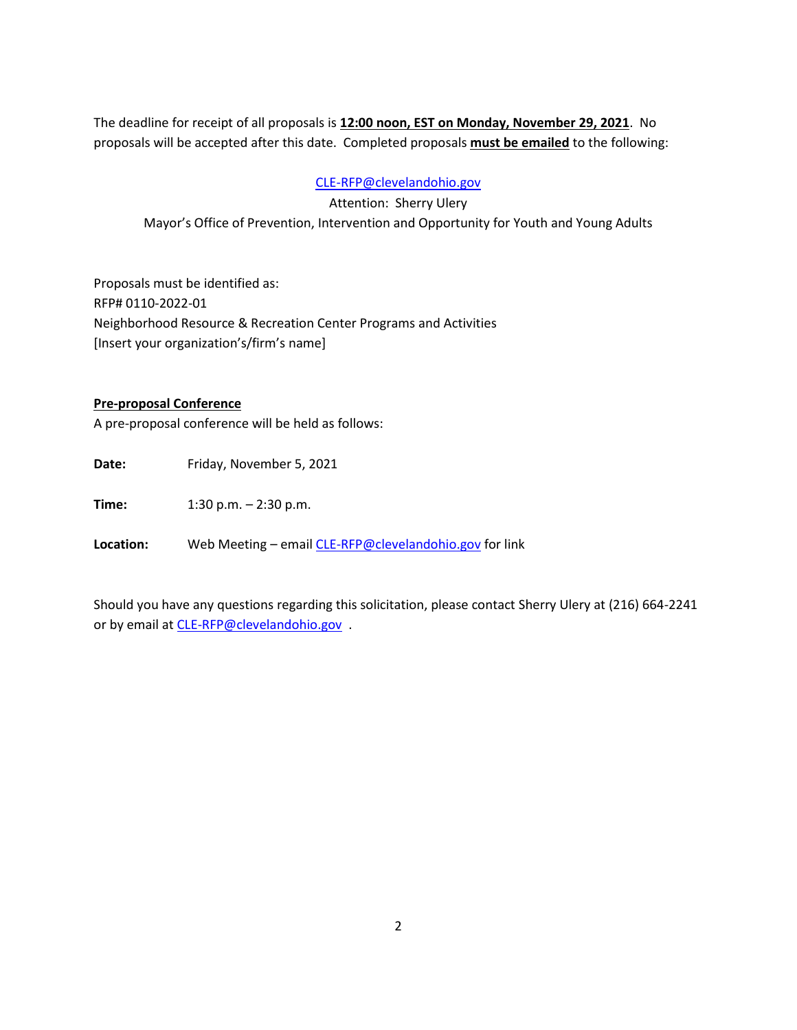The deadline for receipt of all proposals is **12:00 noon, EST on Monday, November 29, 2021**. No proposals will be accepted after this date. Completed proposals **must be emailed** to the following:

CLE-RFP@clevelandohio.gov
Attention: Sherry Ulery
Mayor's Office of Prevention, Intervention and Opportunity for Youth and Young Adults

Proposals must be identified as:
RFP# 0110-2022-01
Neighborhood Resource & Recreation Center Programs and Activities
[Insert your organization's/firm's name]

**Pre-proposal Conference**

A pre-proposal conference will be held as follows:

**Date:** Friday, November 5, 2021

**Time:** 1:30 p.m. – 2:30 p.m.

**Location:** Web Meeting – email CLE-RFP@clevelandohio.gov for link

Should you have any questions regarding this solicitation, please contact Sherry Ulery at (216) 664-2241 or by email at CLE-RFP@clevelandohio.gov .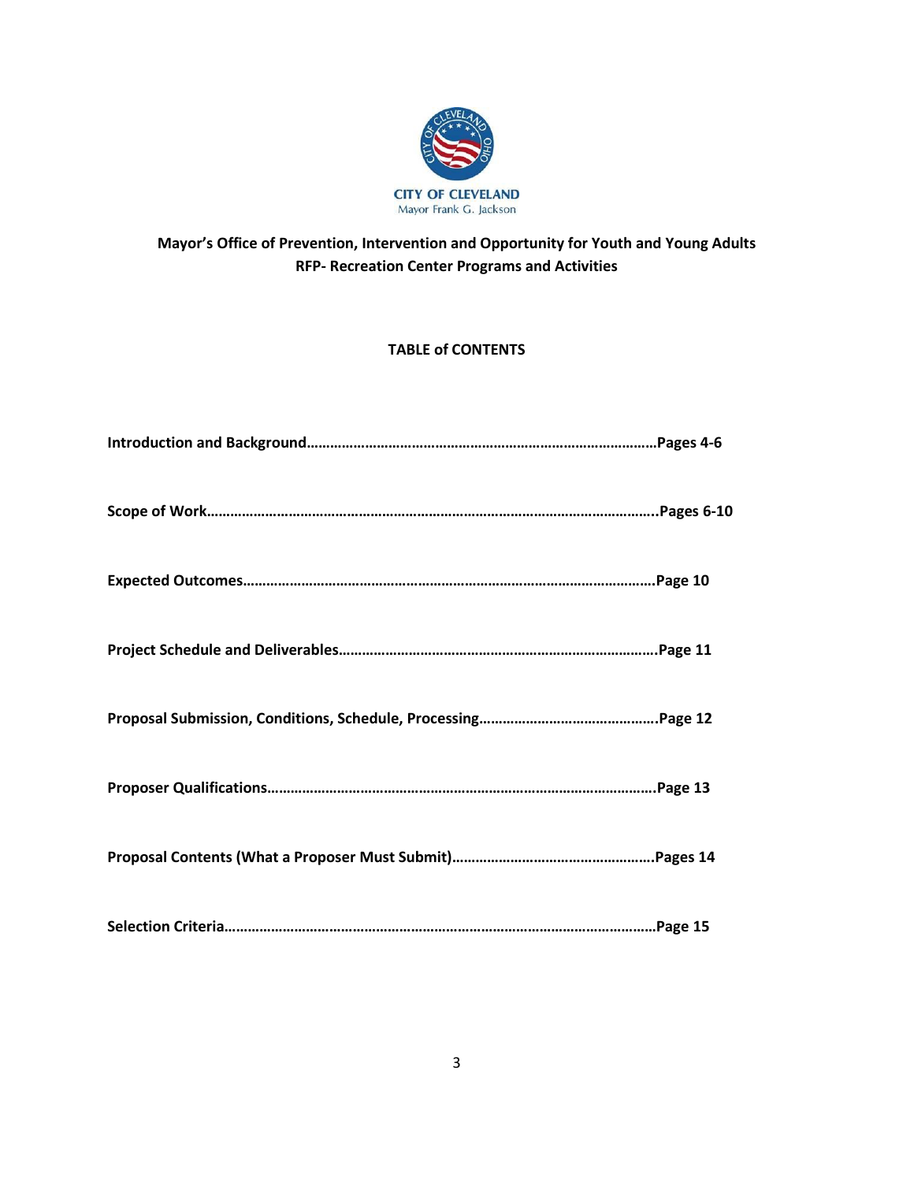**CITY OF CLEVELAND**
Mayor Frank G. Jackson

**Mayor's Office of Prevention, Intervention and Opportunity for Youth and Young Adults**
**RFP- Recreation Center Programs and Activities**

## TABLE of CONTENTS

**Introduction and Background……………………………………………………………………………Pages 4-6**

**Scope of Work……………………………………………………………………………………………..Pages 6-10**

**Expected Outcomes…………………………………………………………………………………………Page 10**

**Project Schedule and Deliverables……………………………………………………………………..Page 11**

**Proposal Submission, Conditions, Schedule, Processing……………………………………….Page 12**

**Proposer Qualifications………………………………………………………………………………………Page 13**

**Proposal Contents (What a Proposer Must Submit)…………………………………………….Pages 14**

**Selection Criteria………………………………………………………………………………………………Page 15**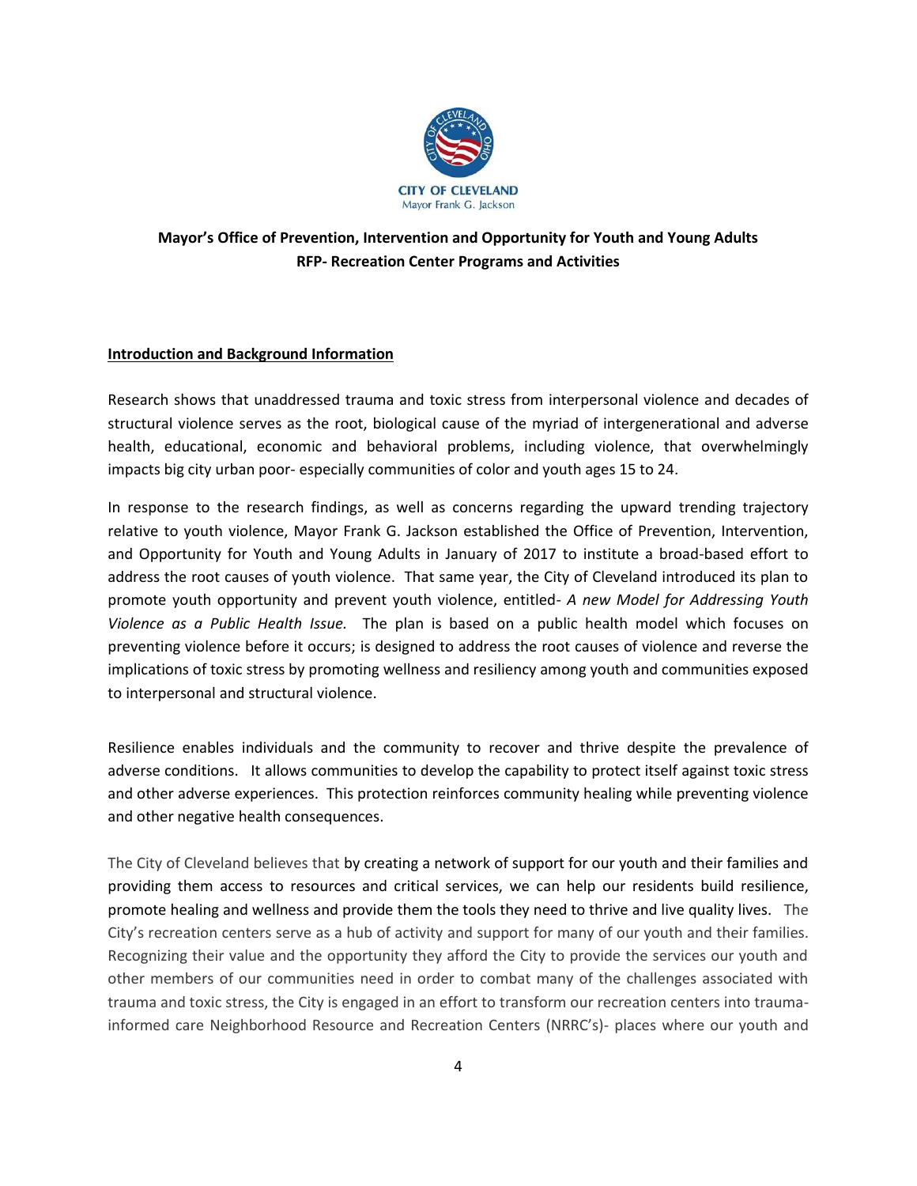CITY OF CLEVELAND
Mayor Frank G. Jackson

**Mayor's Office of Prevention, Intervention and Opportunity for Youth and Young Adults**
**RFP- Recreation Center Programs and Activities**

## Introduction and Background Information

Research shows that unaddressed trauma and toxic stress from interpersonal violence and decades of structural violence serves as the root, biological cause of the myriad of intergenerational and adverse health, educational, economic and behavioral problems, including violence, that overwhelmingly impacts big city urban poor- especially communities of color and youth ages 15 to 24.

In response to the research findings, as well as concerns regarding the upward trending trajectory relative to youth violence, Mayor Frank G. Jackson established the Office of Prevention, Intervention, and Opportunity for Youth and Young Adults in January of 2017 to institute a broad-based effort to address the root causes of youth violence. That same year, the City of Cleveland introduced its plan to promote youth opportunity and prevent youth violence, entitled- *A new Model for Addressing Youth Violence as a Public Health Issue.* The plan is based on a public health model which focuses on preventing violence before it occurs; is designed to address the root causes of violence and reverse the implications of toxic stress by promoting wellness and resiliency among youth and communities exposed to interpersonal and structural violence.

Resilience enables individuals and the community to recover and thrive despite the prevalence of adverse conditions. It allows communities to develop the capability to protect itself against toxic stress and other adverse experiences. This protection reinforces community healing while preventing violence and other negative health consequences.

The City of Cleveland believes that by creating a network of support for our youth and their families and providing them access to resources and critical services, we can help our residents build resilience, promote healing and wellness and provide them the tools they need to thrive and live quality lives. The City's recreation centers serve as a hub of activity and support for many of our youth and their families. Recognizing their value and the opportunity they afford the City to provide the services our youth and other members of our communities need in order to combat many of the challenges associated with trauma and toxic stress, the City is engaged in an effort to transform our recreation centers into trauma-informed care Neighborhood Resource and Recreation Centers (NRRC's)- places where our youth and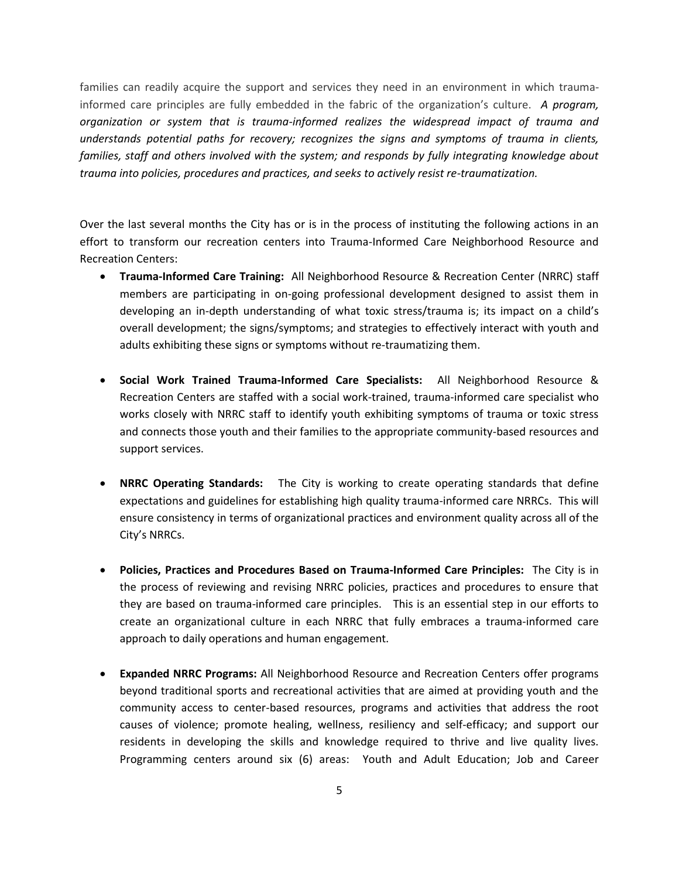families can readily acquire the support and services they need in an environment in which trauma-informed care principles are fully embedded in the fabric of the organization's culture. ***A program, organization or system that is trauma-informed realizes the widespread impact of trauma and understands potential paths for recovery; recognizes the signs and symptoms of trauma in clients, families, staff and others involved with the system; and responds by fully integrating knowledge about trauma into policies, procedures and practices, and seeks to actively resist re-traumatization.***

Over the last several months the City has or is in the process of instituting the following actions in an effort to transform our recreation centers into Trauma-Informed Care Neighborhood Resource and Recreation Centers:

- **Trauma-Informed Care Training:** All Neighborhood Resource & Recreation Center (NRRC) staff members are participating in on-going professional development designed to assist them in developing an in-depth understanding of what toxic stress/trauma is; its impact on a child's overall development; the signs/symptoms; and strategies to effectively interact with youth and adults exhibiting these signs or symptoms without re-traumatizing them.

- **Social Work Trained Trauma-Informed Care Specialists:** All Neighborhood Resource & Recreation Centers are staffed with a social work-trained, trauma-informed care specialist who works closely with NRRC staff to identify youth exhibiting symptoms of trauma or toxic stress and connects those youth and their families to the appropriate community-based resources and support services.

- **NRRC Operating Standards:** The City is working to create operating standards that define expectations and guidelines for establishing high quality trauma-informed care NRRCs. This will ensure consistency in terms of organizational practices and environment quality across all of the City's NRRCs.

- **Policies, Practices and Procedures Based on Trauma-Informed Care Principles:** The City is in the process of reviewing and revising NRRC policies, practices and procedures to ensure that they are based on trauma-informed care principles. This is an essential step in our efforts to create an organizational culture in each NRRC that fully embraces a trauma-informed care approach to daily operations and human engagement.

- **Expanded NRRC Programs:** All Neighborhood Resource and Recreation Centers offer programs beyond traditional sports and recreational activities that are aimed at providing youth and the community access to center-based resources, programs and activities that address the root causes of violence; promote healing, wellness, resiliency and self-efficacy; and support our residents in developing the skills and knowledge required to thrive and live quality lives. Programming centers around six (6) areas: Youth and Adult Education; Job and Career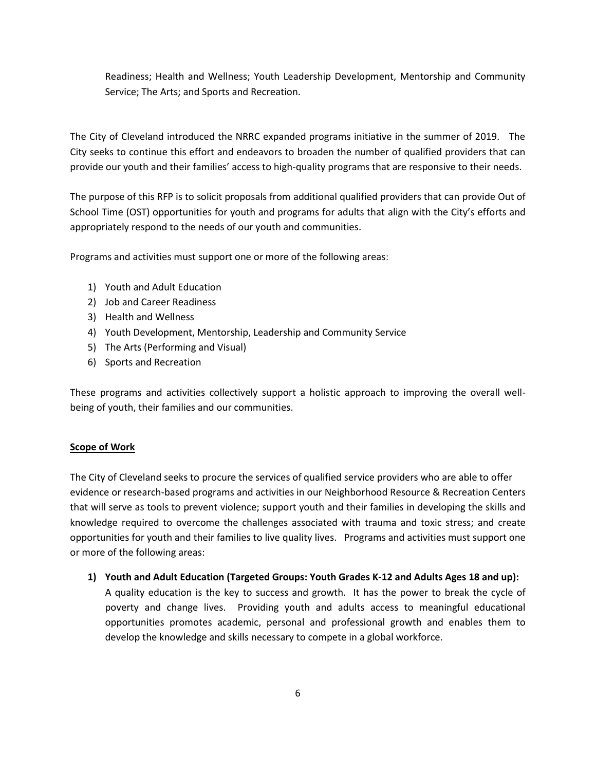Readiness; Health and Wellness; Youth Leadership Development, Mentorship and Community Service; The Arts; and Sports and Recreation.

The City of Cleveland introduced the NRRC expanded programs initiative in the summer of 2019. The City seeks to continue this effort and endeavors to broaden the number of qualified providers that can provide our youth and their families' access to high-quality programs that are responsive to their needs.

The purpose of this RFP is to solicit proposals from additional qualified providers that can provide Out of School Time (OST) opportunities for youth and programs for adults that align with the City's efforts and appropriately respond to the needs of our youth and communities.

Programs and activities must support one or more of the following areas:

1) Youth and Adult Education
2) Job and Career Readiness
3) Health and Wellness
4) Youth Development, Mentorship, Leadership and Community Service
5) The Arts (Performing and Visual)
6) Sports and Recreation

These programs and activities collectively support a holistic approach to improving the overall well-being of youth, their families and our communities.

<u>**Scope of Work**</u>

The City of Cleveland seeks to procure the services of qualified service providers who are able to offer evidence or research-based programs and activities in our Neighborhood Resource & Recreation Centers that will serve as tools to prevent violence; support youth and their families in developing the skills and knowledge required to overcome the challenges associated with trauma and toxic stress; and create opportunities for youth and their families to live quality lives. Programs and activities must support one or more of the following areas:

1) **Youth and Adult Education (Targeted Groups: Youth Grades K-12 and Adults Ages 18 and up):** A quality education is the key to success and growth. It has the power to break the cycle of poverty and change lives. Providing youth and adults access to meaningful educational opportunities promotes academic, personal and professional growth and enables them to develop the knowledge and skills necessary to compete in a global workforce.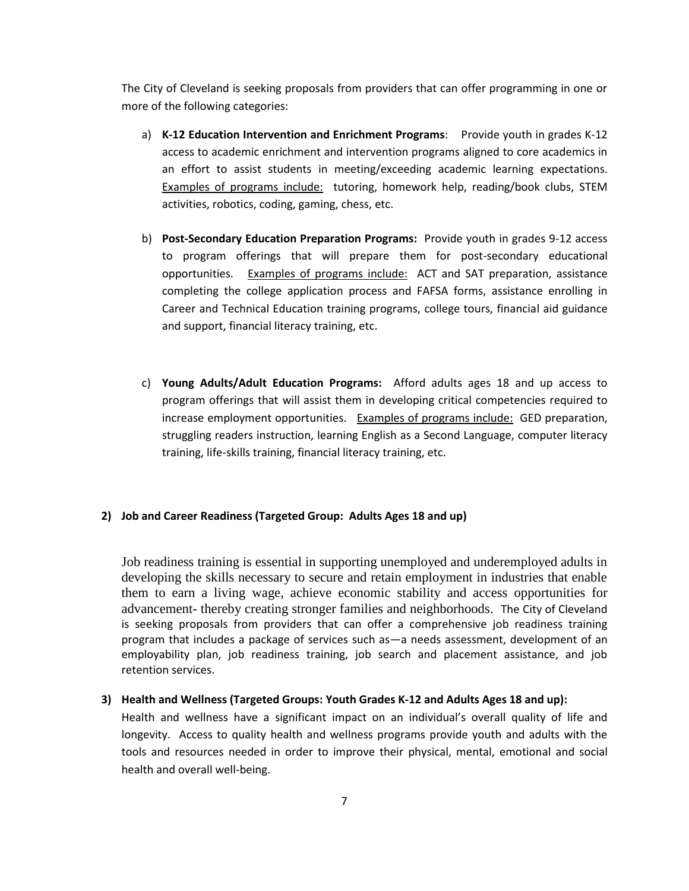The City of Cleveland is seeking proposals from providers that can offer programming in one or more of the following categories:

a) **K-12 Education Intervention and Enrichment Programs**: Provide youth in grades K-12 access to academic enrichment and intervention programs aligned to core academics in an effort to assist students in meeting/exceeding academic learning expectations. Examples of programs include: tutoring, homework help, reading/book clubs, STEM activities, robotics, coding, gaming, chess, etc.

b) **Post-Secondary Education Preparation Programs:** Provide youth in grades 9-12 access to program offerings that will prepare them for post-secondary educational opportunities. Examples of programs include: ACT and SAT preparation, assistance completing the college application process and FAFSA forms, assistance enrolling in Career and Technical Education training programs, college tours, financial aid guidance and support, financial literacy training, etc.

c) **Young Adults/Adult Education Programs:** Afford adults ages 18 and up access to program offerings that will assist them in developing critical competencies required to increase employment opportunities. Examples of programs include: GED preparation, struggling readers instruction, learning English as a Second Language, computer literacy training, life-skills training, financial literacy training, etc.

**2) Job and Career Readiness (Targeted Group: Adults Ages 18 and up)**

Job readiness training is essential in supporting unemployed and underemployed adults in developing the skills necessary to secure and retain employment in industries that enable them to earn a living wage, achieve economic stability and access opportunities for advancement- thereby creating stronger families and neighborhoods. The City of Cleveland is seeking proposals from providers that can offer a comprehensive job readiness training program that includes a package of services such as—a needs assessment, development of an employability plan, job readiness training, job search and placement assistance, and job retention services.

**3) Health and Wellness (Targeted Groups: Youth Grades K-12 and Adults Ages 18 and up):**

Health and wellness have a significant impact on an individual's overall quality of life and longevity. Access to quality health and wellness programs provide youth and adults with the tools and resources needed in order to improve their physical, mental, emotional and social health and overall well-being.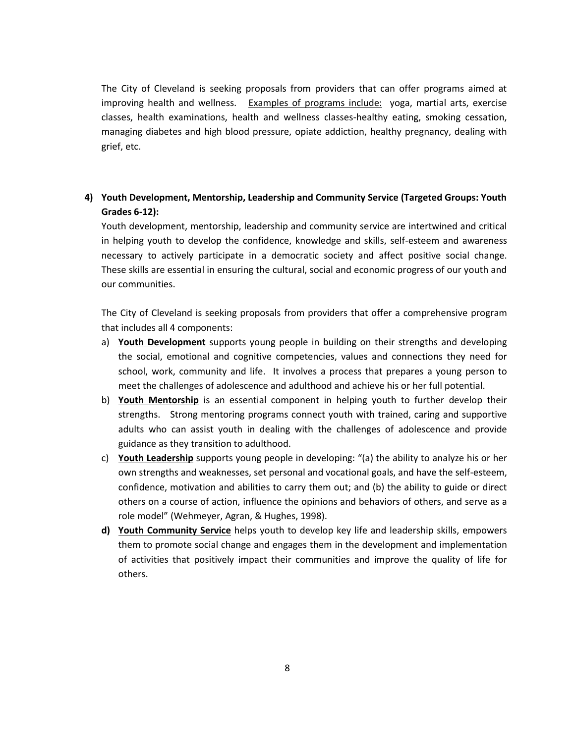The City of Cleveland is seeking proposals from providers that can offer programs aimed at improving health and wellness. Examples of programs include: yoga, martial arts, exercise classes, health examinations, health and wellness classes-healthy eating, smoking cessation, managing diabetes and high blood pressure, opiate addiction, healthy pregnancy, dealing with grief, etc.

**4) Youth Development, Mentorship, Leadership and Community Service (Targeted Groups: Youth Grades 6-12):**

Youth development, mentorship, leadership and community service are intertwined and critical in helping youth to develop the confidence, knowledge and skills, self-esteem and awareness necessary to actively participate in a democratic society and affect positive social change. These skills are essential in ensuring the cultural, social and economic progress of our youth and our communities.

The City of Cleveland is seeking proposals from providers that offer a comprehensive program that includes all 4 components:

a) **Youth Development** supports young people in building on their strengths and developing the social, emotional and cognitive competencies, values and connections they need for school, work, community and life. It involves a process that prepares a young person to meet the challenges of adolescence and adulthood and achieve his or her full potential.

b) **Youth Mentorship** is an essential component in helping youth to further develop their strengths. Strong mentoring programs connect youth with trained, caring and supportive adults who can assist youth in dealing with the challenges of adolescence and provide guidance as they transition to adulthood.

c) **Youth Leadership** supports young people in developing: "(a) the ability to analyze his or her own strengths and weaknesses, set personal and vocational goals, and have the self-esteem, confidence, motivation and abilities to carry them out; and (b) the ability to guide or direct others on a course of action, influence the opinions and behaviors of others, and serve as a role model" (Wehmeyer, Agran, & Hughes, 1998).

**d)** **Youth Community Service** helps youth to develop key life and leadership skills, empowers them to promote social change and engages them in the development and implementation of activities that positively impact their communities and improve the quality of life for others.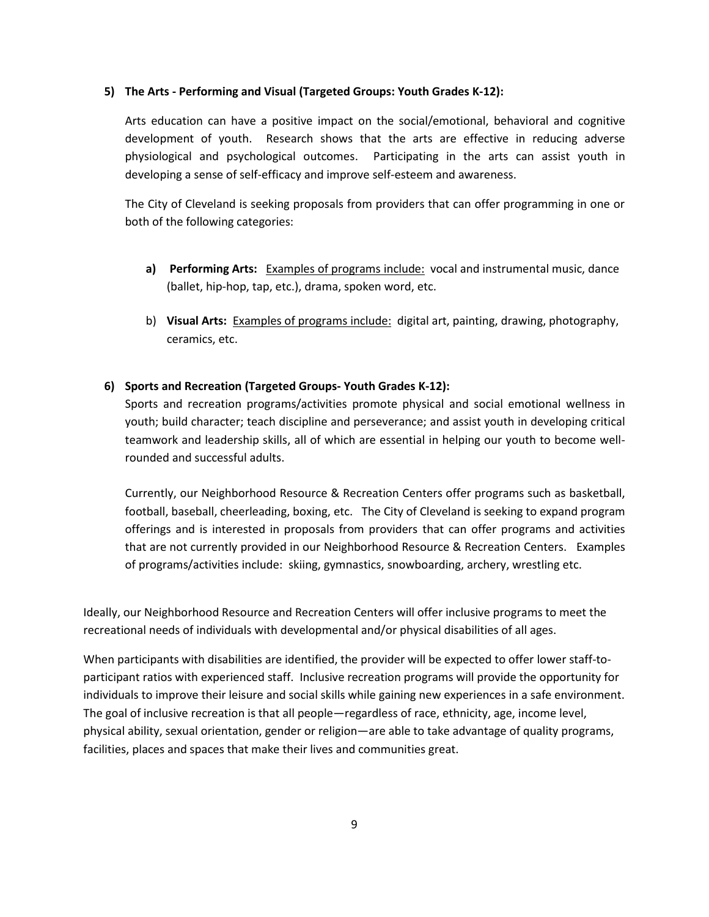**5) The Arts - Performing and Visual (Targeted Groups: Youth Grades K-12):**

Arts education can have a positive impact on the social/emotional, behavioral and cognitive development of youth. Research shows that the arts are effective in reducing adverse physiological and psychological outcomes. Participating in the arts can assist youth in developing a sense of self-efficacy and improve self-esteem and awareness.

The City of Cleveland is seeking proposals from providers that can offer programming in one or both of the following categories:

a) **Performing Arts:** <u>Examples of programs include:</u> vocal and instrumental music, dance (ballet, hip-hop, tap, etc.), drama, spoken word, etc.

b) **Visual Arts:** <u>Examples of programs include:</u> digital art, painting, drawing, photography, ceramics, etc.

**6) Sports and Recreation (Targeted Groups- Youth Grades K-12):**

Sports and recreation programs/activities promote physical and social emotional wellness in youth; build character; teach discipline and perseverance; and assist youth in developing critical teamwork and leadership skills, all of which are essential in helping our youth to become well-rounded and successful adults.

Currently, our Neighborhood Resource & Recreation Centers offer programs such as basketball, football, baseball, cheerleading, boxing, etc. The City of Cleveland is seeking to expand program offerings and is interested in proposals from providers that can offer programs and activities that are not currently provided in our Neighborhood Resource & Recreation Centers. Examples of programs/activities include: skiing, gymnastics, snowboarding, archery, wrestling etc.

Ideally, our Neighborhood Resource and Recreation Centers will offer inclusive programs to meet the recreational needs of individuals with developmental and/or physical disabilities of all ages.

When participants with disabilities are identified, the provider will be expected to offer lower staff-to-participant ratios with experienced staff. Inclusive recreation programs will provide the opportunity for individuals to improve their leisure and social skills while gaining new experiences in a safe environment. The goal of inclusive recreation is that all people—regardless of race, ethnicity, age, income level, physical ability, sexual orientation, gender or religion—are able to take advantage of quality programs, facilities, places and spaces that make their lives and communities great.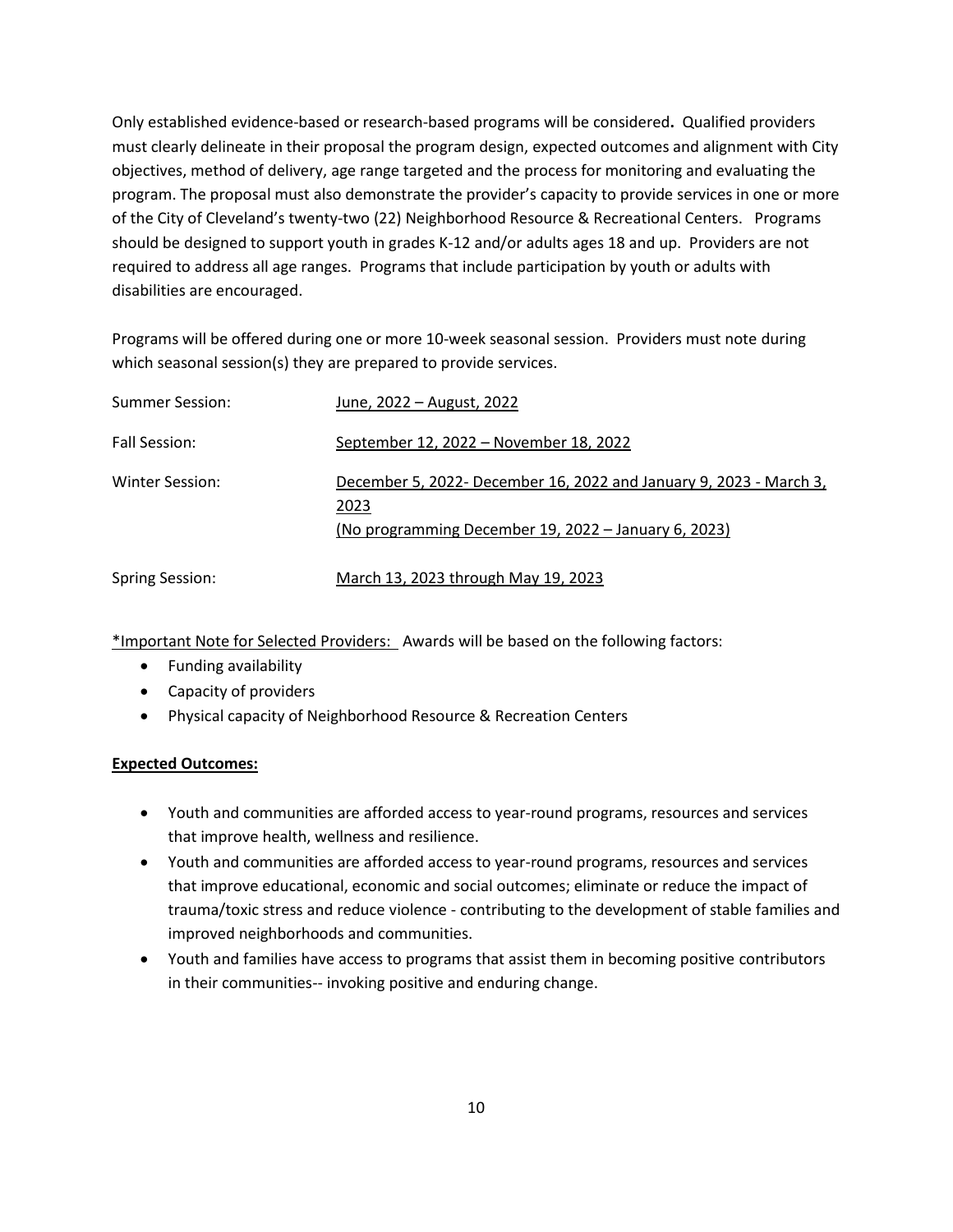Only established evidence-based or research-based programs will be considered**.** Qualified providers must clearly delineate in their proposal the program design, expected outcomes and alignment with City objectives, method of delivery, age range targeted and the process for monitoring and evaluating the program. The proposal must also demonstrate the provider's capacity to provide services in one or more of the City of Cleveland's twenty-two (22) Neighborhood Resource & Recreational Centers. Programs should be designed to support youth in grades K-12 and/or adults ages 18 and up. Providers are not required to address all age ranges. Programs that include participation by youth or adults with disabilities are encouraged.

Programs will be offered during one or more 10-week seasonal session. Providers must note during which seasonal session(s) they are prepared to provide services.

| | |
|---|---|
| Summer Session: | June, 2022 – August, 2022 |
| Fall Session: | September 12, 2022 – November 18, 2022 |
| Winter Session: | December 5, 2022- December 16, 2022 and January 9, 2023 - March 3, 2023<br>(No programming December 19, 2022 – January 6, 2023) |
| Spring Session: | March 13, 2023 through May 19, 2023 |

*Important Note for Selected Providers: Awards will be based on the following factors:

- Funding availability
- Capacity of providers
- Physical capacity of Neighborhood Resource & Recreation Centers

**Expected Outcomes:**

- Youth and communities are afforded access to year-round programs, resources and services that improve health, wellness and resilience.
- Youth and communities are afforded access to year-round programs, resources and services that improve educational, economic and social outcomes; eliminate or reduce the impact of trauma/toxic stress and reduce violence - contributing to the development of stable families and improved neighborhoods and communities.
- Youth and families have access to programs that assist them in becoming positive contributors in their communities-- invoking positive and enduring change.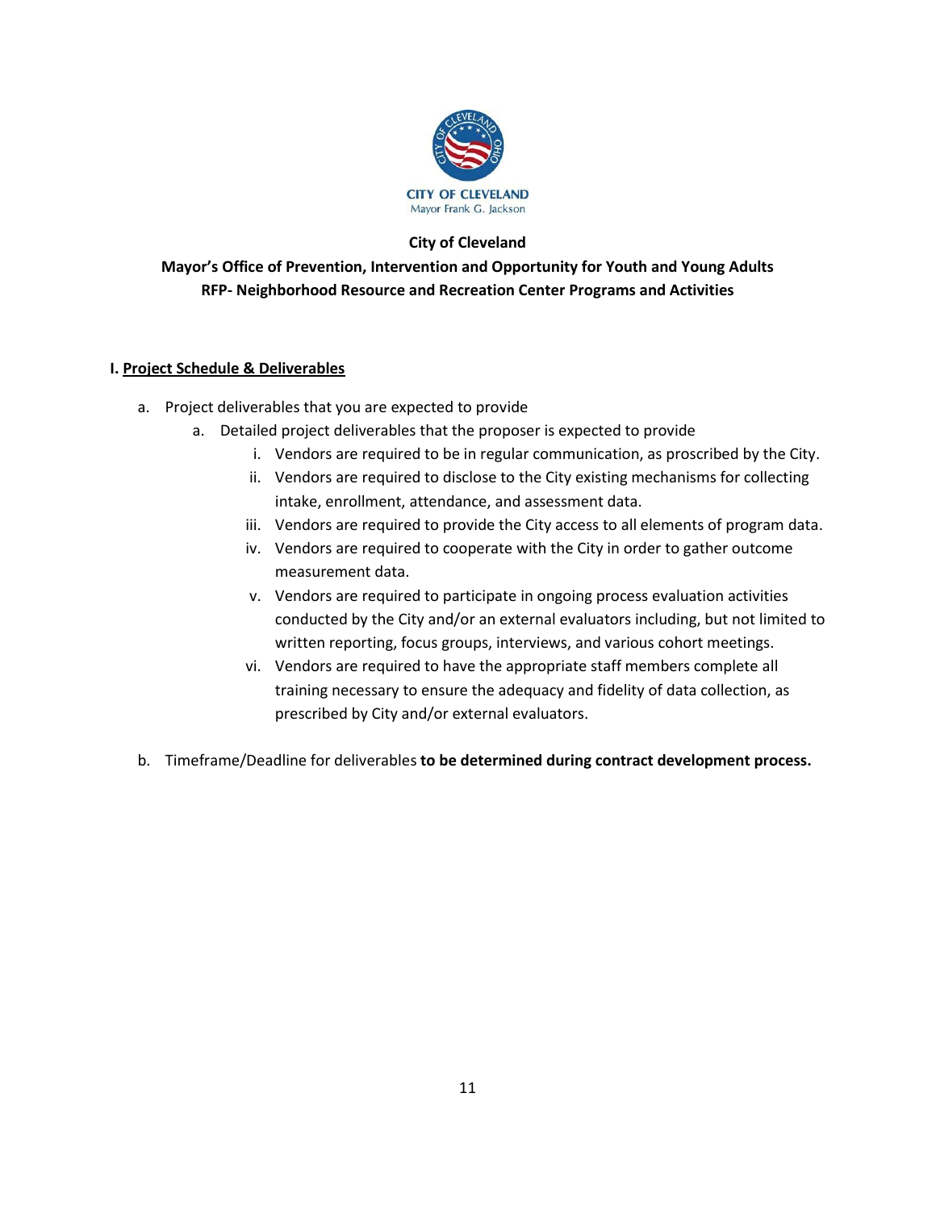**CITY OF CLEVELAND**
Mayor Frank G. Jackson

**City of Cleveland**

**Mayor's Office of Prevention, Intervention and Opportunity for Youth and Young Adults**
**RFP- Neighborhood Resource and Recreation Center Programs and Activities**

## I. Project Schedule & Deliverables

a. Project deliverables that you are expected to provide
   a. Detailed project deliverables that the proposer is expected to provide
      i. Vendors are required to be in regular communication, as proscribed by the City.
      ii. Vendors are required to disclose to the City existing mechanisms for collecting intake, enrollment, attendance, and assessment data.
      iii. Vendors are required to provide the City access to all elements of program data.
      iv. Vendors are required to cooperate with the City in order to gather outcome measurement data.
      v. Vendors are required to participate in ongoing process evaluation activities conducted by the City and/or an external evaluators including, but not limited to written reporting, focus groups, interviews, and various cohort meetings.
      vi. Vendors are required to have the appropriate staff members complete all training necessary to ensure the adequacy and fidelity of data collection, as prescribed by City and/or external evaluators.

b. Timeframe/Deadline for deliverables **to be determined during contract development process.**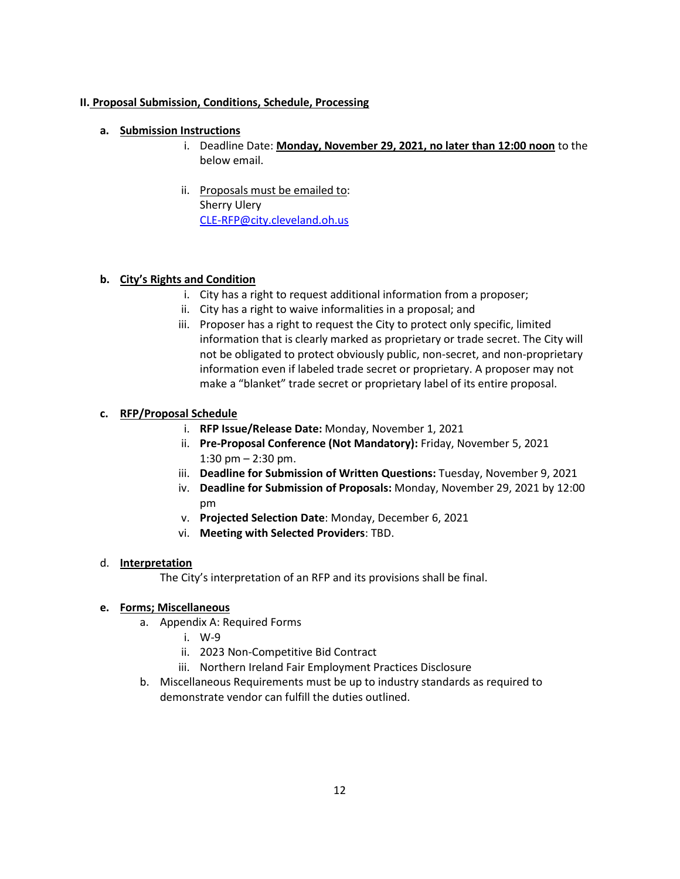## II. Proposal Submission, Conditions, Schedule, Processing

### a. Submission Instructions

i. Deadline Date: **Monday, November 29, 2021, no later than 12:00 noon** to the below email.

ii. Proposals must be emailed to:
Sherry Ulery
CLE-RFP@city.cleveland.oh.us

### b. City's Rights and Condition

i. City has a right to request additional information from a proposer;
ii. City has a right to waive informalities in a proposal; and
iii. Proposer has a right to request the City to protect only specific, limited information that is clearly marked as proprietary or trade secret. The City will not be obligated to protect obviously public, non-secret, and non-proprietary information even if labeled trade secret or proprietary. A proposer may not make a "blanket" trade secret or proprietary label of its entire proposal.

### c. RFP/Proposal Schedule

i. **RFP Issue/Release Date:** Monday, November 1, 2021
ii. **Pre-Proposal Conference (Not Mandatory):** Friday, November 5, 2021 1:30 pm – 2:30 pm.
iii. **Deadline for Submission of Written Questions:** Tuesday, November 9, 2021
iv. **Deadline for Submission of Proposals:** Monday, November 29, 2021 by 12:00 pm
v. **Projected Selection Date**: Monday, December 6, 2021
vi. **Meeting with Selected Providers**: TBD.

### d. Interpretation

The City's interpretation of an RFP and its provisions shall be final.

### e. Forms; Miscellaneous

a. Appendix A: Required Forms
   i. W-9
   ii. 2023 Non-Competitive Bid Contract
   iii. Northern Ireland Fair Employment Practices Disclosure
b. Miscellaneous Requirements must be up to industry standards as required to demonstrate vendor can fulfill the duties outlined.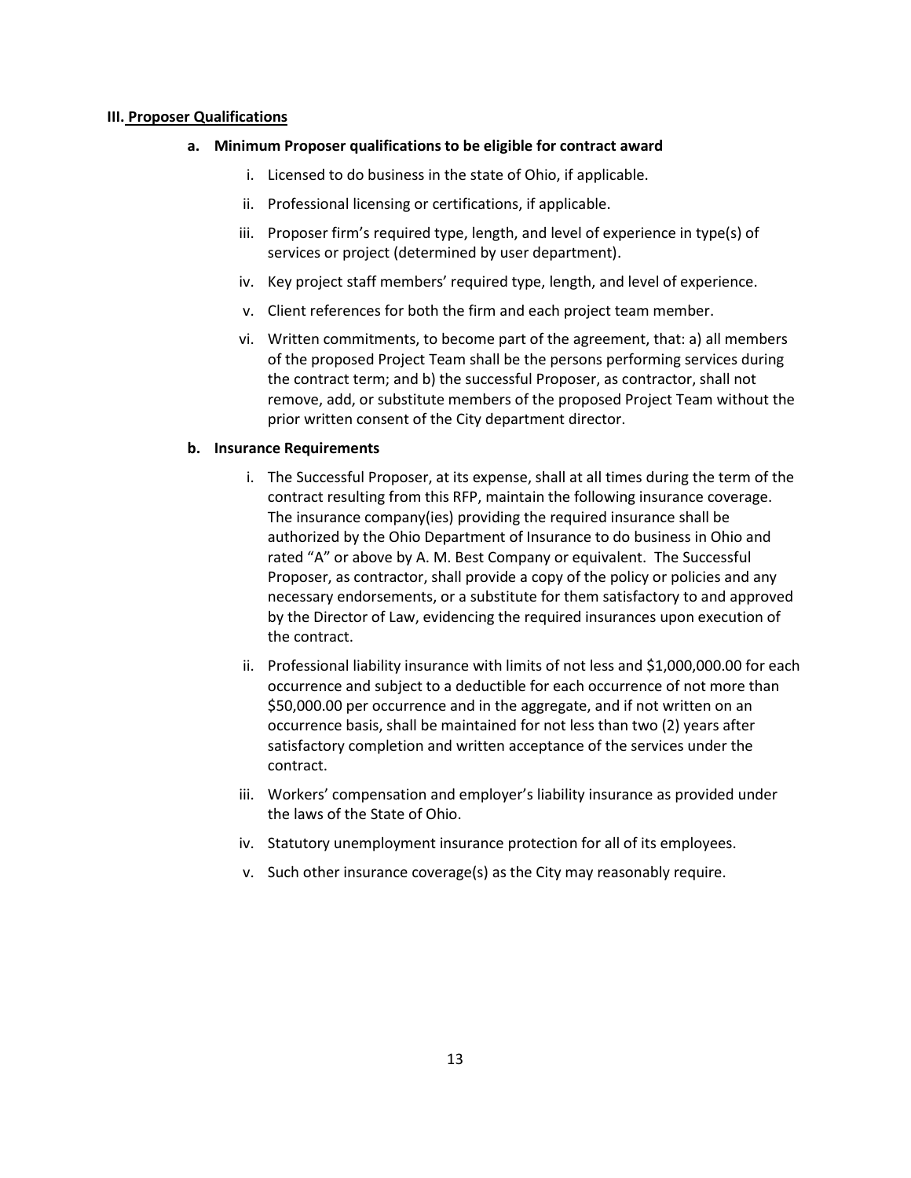**III. Proposer Qualifications**

**a. Minimum Proposer qualifications to be eligible for contract award**

i. Licensed to do business in the state of Ohio, if applicable.

ii. Professional licensing or certifications, if applicable.

iii. Proposer firm's required type, length, and level of experience in type(s) of services or project (determined by user department).

iv. Key project staff members' required type, length, and level of experience.

v. Client references for both the firm and each project team member.

vi. Written commitments, to become part of the agreement, that: a) all members of the proposed Project Team shall be the persons performing services during the contract term; and b) the successful Proposer, as contractor, shall not remove, add, or substitute members of the proposed Project Team without the prior written consent of the City department director.

**b. Insurance Requirements**

i. The Successful Proposer, at its expense, shall at all times during the term of the contract resulting from this RFP, maintain the following insurance coverage. The insurance company(ies) providing the required insurance shall be authorized by the Ohio Department of Insurance to do business in Ohio and rated "A" or above by A. M. Best Company or equivalent. The Successful Proposer, as contractor, shall provide a copy of the policy or policies and any necessary endorsements, or a substitute for them satisfactory to and approved by the Director of Law, evidencing the required insurances upon execution of the contract.

ii. Professional liability insurance with limits of not less and $1,000,000.00 for each occurrence and subject to a deductible for each occurrence of not more than $50,000.00 per occurrence and in the aggregate, and if not written on an occurrence basis, shall be maintained for not less than two (2) years after satisfactory completion and written acceptance of the services under the contract.

iii. Workers' compensation and employer's liability insurance as provided under the laws of the State of Ohio.

iv. Statutory unemployment insurance protection for all of its employees.

v. Such other insurance coverage(s) as the City may reasonably require.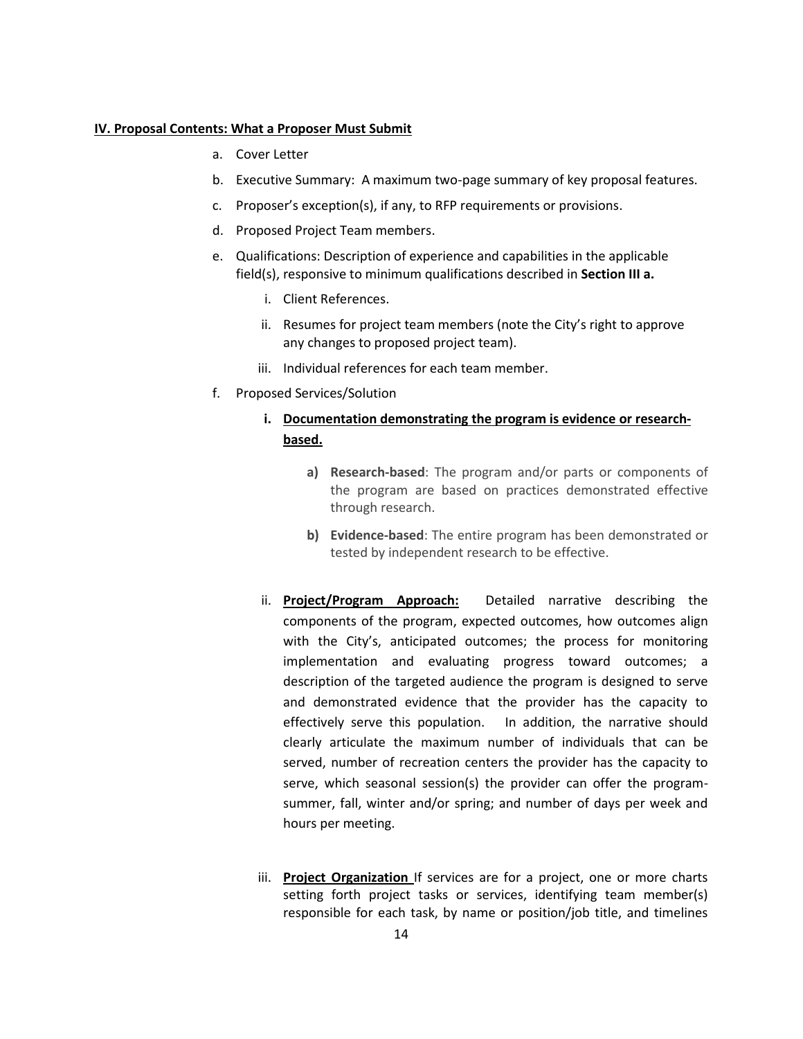## **IV. Proposal Contents: What a Proposer Must Submit**

a. Cover Letter
b. Executive Summary: A maximum two-page summary of key proposal features.
c. Proposer's exception(s), if any, to RFP requirements or provisions.
d. Proposed Project Team members.
e. Qualifications: Description of experience and capabilities in the applicable field(s), responsive to minimum qualifications described in **Section III a.**
    i. Client References.
    ii. Resumes for project team members (note the City's right to approve any changes to proposed project team).
    iii. Individual references for each team member.
f. Proposed Services/Solution
    **i. Documentation demonstrating the program is evidence or research-based.**
        **a) Research-based**: The program and/or parts or components of the program are based on practices demonstrated effective through research.
        **b) Evidence-based**: The entire program has been demonstrated or tested by independent research to be effective.

    ii. **Project/Program Approach:** Detailed narrative describing the components of the program, expected outcomes, how outcomes align with the City's, anticipated outcomes; the process for monitoring implementation and evaluating progress toward outcomes; a description of the targeted audience the program is designed to serve and demonstrated evidence that the provider has the capacity to effectively serve this population. In addition, the narrative should clearly articulate the maximum number of individuals that can be served, number of recreation centers the provider has the capacity to serve, which seasonal session(s) the provider can offer the program-summer, fall, winter and/or spring; and number of days per week and hours per meeting.

    iii. **Project Organization** If services are for a project, one or more charts setting forth project tasks or services, identifying team member(s) responsible for each task, by name or position/job title, and timelines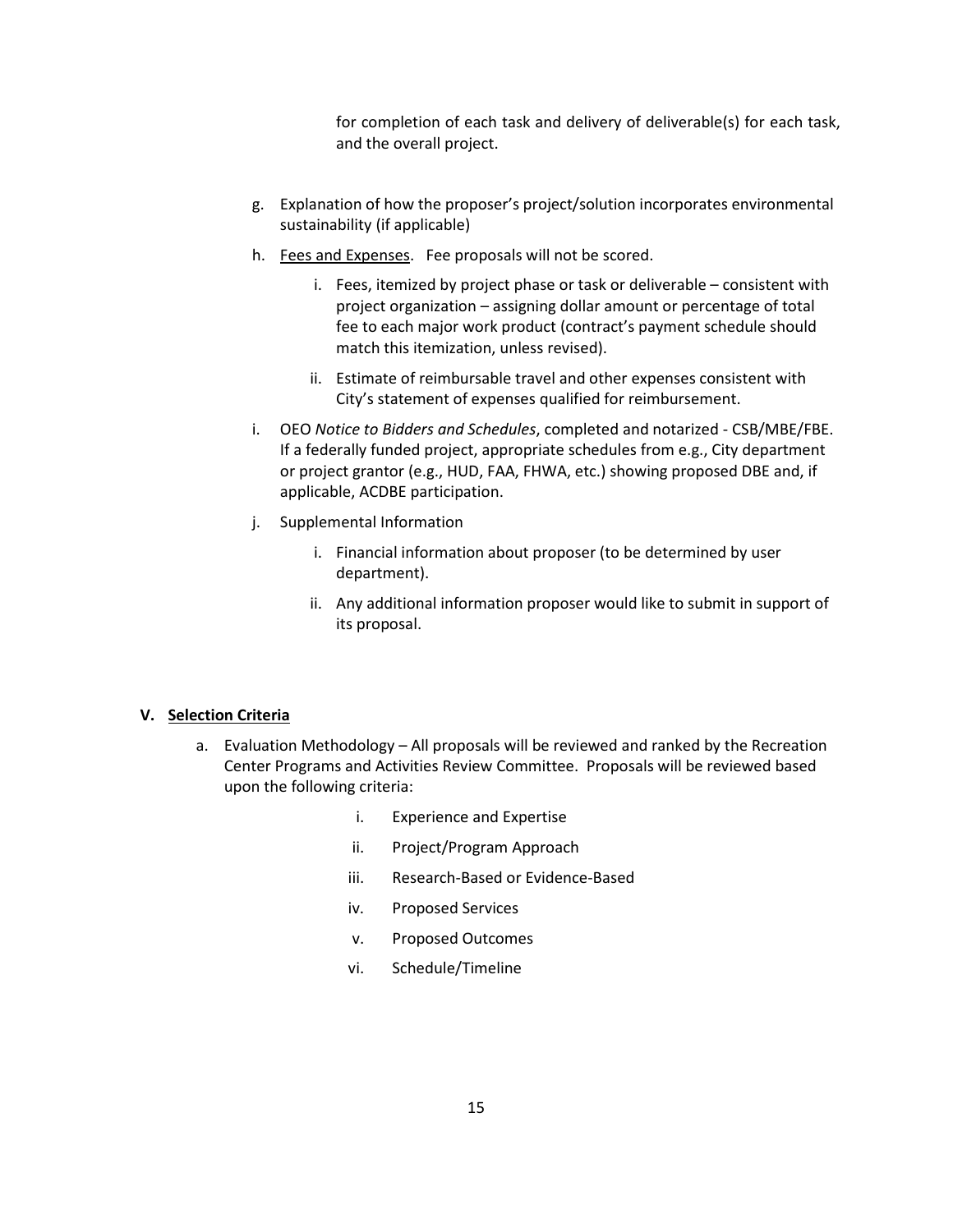for completion of each task and delivery of deliverable(s) for each task, and the overall project.

g. Explanation of how the proposer's project/solution incorporates environmental sustainability (if applicable)

h. Fees and Expenses. Fee proposals will not be scored.

   i. Fees, itemized by project phase or task or deliverable – consistent with project organization – assigning dollar amount or percentage of total fee to each major work product (contract's payment schedule should match this itemization, unless revised).

   ii. Estimate of reimbursable travel and other expenses consistent with City's statement of expenses qualified for reimbursement.

i. OEO *Notice to Bidders and Schedules*, completed and notarized - CSB/MBE/FBE. If a federally funded project, appropriate schedules from e.g., City department or project grantor (e.g., HUD, FAA, FHWA, etc.) showing proposed DBE and, if applicable, ACDBE participation.

j. Supplemental Information

   i. Financial information about proposer (to be determined by user department).

   ii. Any additional information proposer would like to submit in support of its proposal.

## V. Selection Criteria

a. Evaluation Methodology – All proposals will be reviewed and ranked by the Recreation Center Programs and Activities Review Committee. Proposals will be reviewed based upon the following criteria:

   i. Experience and Expertise

   ii. Project/Program Approach

   iii. Research-Based or Evidence-Based

   iv. Proposed Services

   v. Proposed Outcomes

   vi. Schedule/Timeline